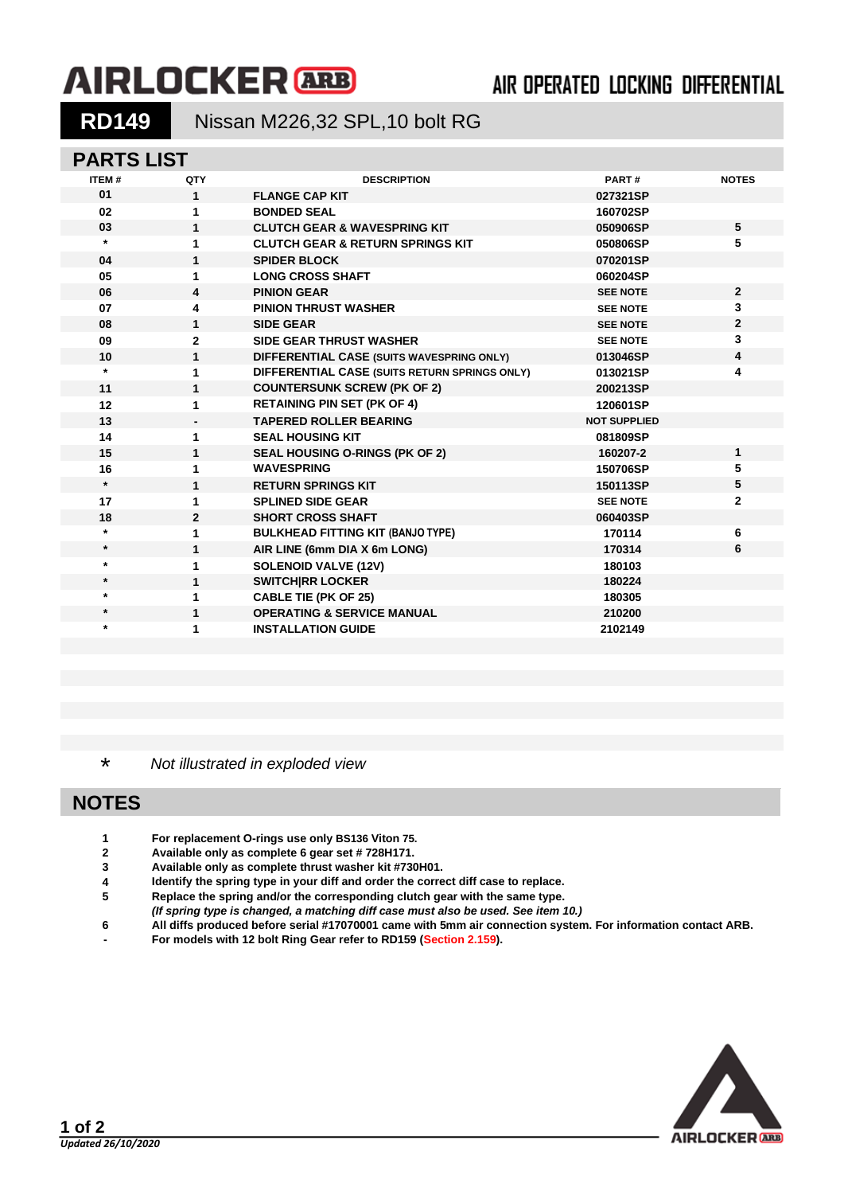# AIRLOCKER ARB

AIR OPERATED LOCKING DIFFERENTIAL

## RD149 Nissan M226,32 SPL,10 bolt RG

## PARTS LIST

| ITEM # | QTY | DESCRIPTION | PART # | NOTES |
|---|---|---|---|---|
| 01 | 1 | FLANGE CAP KIT | 027321SP | |
| 02 | 1 | BONDED SEAL | 160702SP | |
| 03 | 1 | CLUTCH GEAR & WAVESPRING KIT | 050906SP | 5 |
| * | 1 | CLUTCH GEAR & RETURN SPRINGS KIT | 050806SP | 5 |
| 04 | 1 | SPIDER BLOCK | 070201SP | |
| 05 | 1 | LONG CROSS SHAFT | 060204SP | |
| 06 | 4 | PINION GEAR | SEE NOTE | 2 |
| 07 | 4 | PINION THRUST WASHER | SEE NOTE | 3 |
| 08 | 1 | SIDE GEAR | SEE NOTE | 2 |
| 09 | 2 | SIDE GEAR THRUST WASHER | SEE NOTE | 3 |
| 10 | 1 | DIFFERENTIAL CASE (SUITS WAVESPRING ONLY) | 013046SP | 4 |
| * | 1 | DIFFERENTIAL CASE (SUITS RETURN SPRINGS ONLY) | 013021SP | 4 |
| 11 | 1 | COUNTERSUNK SCREW (PK OF 2) | 200213SP | |
| 12 | 1 | RETAINING PIN SET (PK OF 4) | 120601SP | |
| 13 | - | TAPERED ROLLER BEARING | NOT SUPPLIED | |
| 14 | 1 | SEAL HOUSING KIT | 081809SP | |
| 15 | 1 | SEAL HOUSING O-RINGS (PK OF 2) | 160207-2 | 1 |
| 16 | 1 | WAVESPRING | 150706SP | 5 |
| * | 1 | RETURN SPRINGS KIT | 150113SP | 5 |
| 17 | 1 | SPLINED SIDE GEAR | SEE NOTE | 2 |
| 18 | 2 | SHORT CROSS SHAFT | 060403SP | |
| * | 1 | BULKHEAD FITTING KIT (BANJO TYPE) | 170114 | 6 |
| * | 1 | AIR LINE (6mm DIA X 6m LONG) | 170314 | 6 |
| * | 1 | SOLENOID VALVE (12V) | 180103 | |
| * | 1 | SWITCH\|RR LOCKER | 180224 | |
| * | 1 | CABLE TIE (PK OF 25) | 180305 | |
| * | 1 | OPERATING & SERVICE MANUAL | 210200 | |
| * | 1 | INSTALLATION GUIDE | 2102149 | |

\* *Not illustrated in exploded view*

## NOTES

1. For replacement O-rings use only BS136 Viton 75.
2. Available only as complete 6 gear set # 728H171.
3. Available only as complete thrust washer kit #730H01.
4. Identify the spring type in your diff and order the correct diff case to replace.
5. Replace the spring and/or the corresponding clutch gear with the same type.
   *(If spring type is changed, a matching diff case must also be used. See item 10.)*
6. All diffs produced before serial #17070001 came with 5mm air connection system. For information contact ARB.

\- For models with 12 bolt Ring Gear refer to RD159 (Section 2.159).

*Updated 26/10/2020*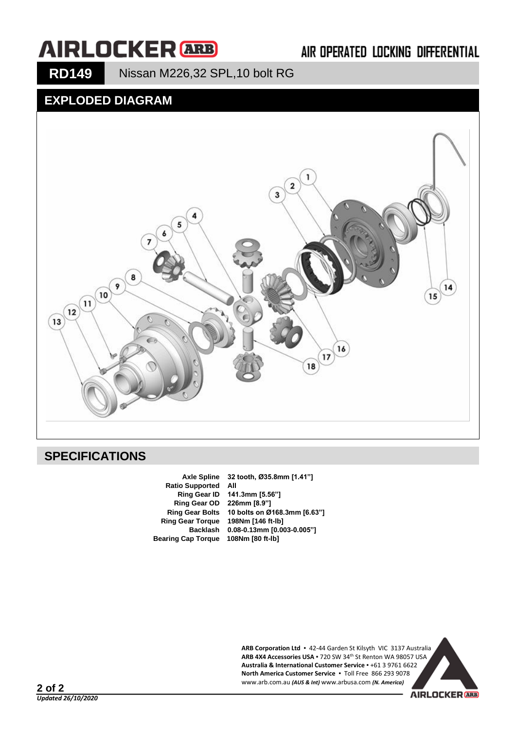# AIRLOCKER ARB

AIR OPERATED LOCKING DIFFERENTIAL

**RD149** Nissan M226,32 SPL,10 bolt RG

## EXPLODED DIAGRAM

1
2
3
4
5
6
7
8
9
10
11
12
13
14
15
16
17
18

## SPECIFICATIONS

| | |
|---|---|
| **Axle Spline** | **32 tooth, Ø35.8mm [1.41"]** |
| **Ratio Supported** | **All** |
| **Ring Gear ID** | **141.3mm [5.56"]** |
| **Ring Gear OD** | **226mm [8.9"]** |
| **Ring Gear Bolts** | **10 bolts on Ø168.3mm [6.63"]** |
| **Ring Gear Torque** | **198Nm [146 ft-lb]** |
| **Backlash** | **0.08-0.13mm [0.003-0.005"]** |
| **Bearing Cap Torque** | **108Nm [80 ft-lb]** |

**ARB Corporation Ltd** ▪ 42-44 Garden St Kilsyth VIC 3137 Australia
**ARB 4X4 Accessories USA** ▪ 720 SW 34th St Renton WA 98057 USA
**Australia & International Customer Service** ▪ +61 3 9761 6622
**North America Customer Service** ▪ Toll Free 866 293 9078
www.arb.com.au ***(AUS & Int)*** www.arbusa.com ***(N. America)***

***Updated 26/10/2020***